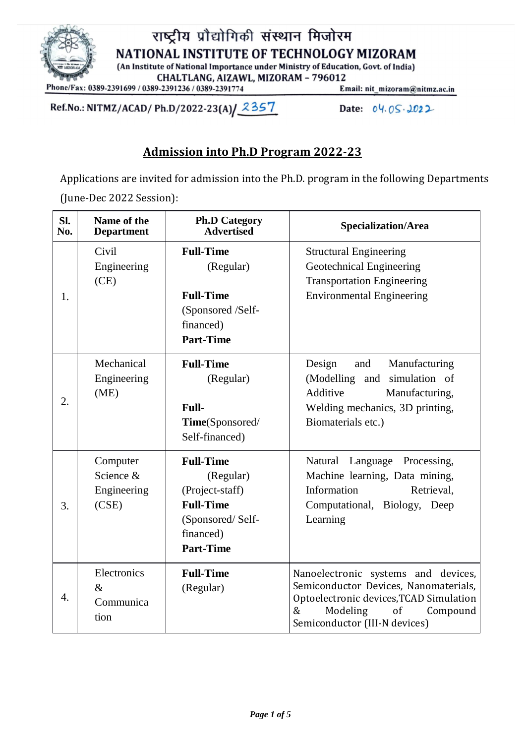राष्ट्रीय प्रौद्योगिकी संस्थान मिजोरम

**NATIONAL INSTITUTE OF TECHNOLOGY MIZORAM**

(An Institute of National Importance under Ministry of Education, Govt. of India)

CHALTLANG, AIZAWL, MIZORAM – 796012

Phone/Fax: 0389-2391699 / 0389-2391236 / 0389-2391774 Email: nit_mizoram@nitmz.ac.in

**Ref.No.: NITMZ/ACAD/ Ph.D/2022-23(A)/ 2357** **Date: 04.05.2022**

## Admission into Ph.D Program 2022-23

Applications are invited for admission into the Ph.D. program in the following Departments (June-Dec 2022 Session):

| Sl. No. | Name of the Department | Ph.D Category Advertised | Specialization/Area |
|---|---|---|---|
| 1. | Civil Engineering (CE) | **Full-Time** (Regular)<br><br>**Full-Time** (Sponsored /Self-financed)<br>**Part-Time** | Structural Engineering<br>Geotechnical Engineering<br>Transportation Engineering<br>Environmental Engineering |
| 2. | Mechanical Engineering (ME) | **Full-Time** (Regular)<br><br>**Full-Time**(Sponsored/ Self-financed) | Design and Manufacturing (Modelling and simulation of Additive Manufacturing, Welding mechanics, 3D printing, Biomaterials etc.) |
| 3. | Computer Science & Engineering (CSE) | **Full-Time** (Regular) (Project-staff)<br>**Full-Time** (Sponsored/ Self-financed)<br>**Part-Time** | Natural Language Processing, Machine learning, Data mining, Information Retrieval, Computational, Biology, Deep Learning |
| 4. | Electronics & Communication | **Full-Time** (Regular) | Nanoelectronic systems and devices, Semiconductor Devices, Nanomaterials, Optoelectronic devices,TCAD Simulation & Modeling of Compound Semiconductor (III-N devices) |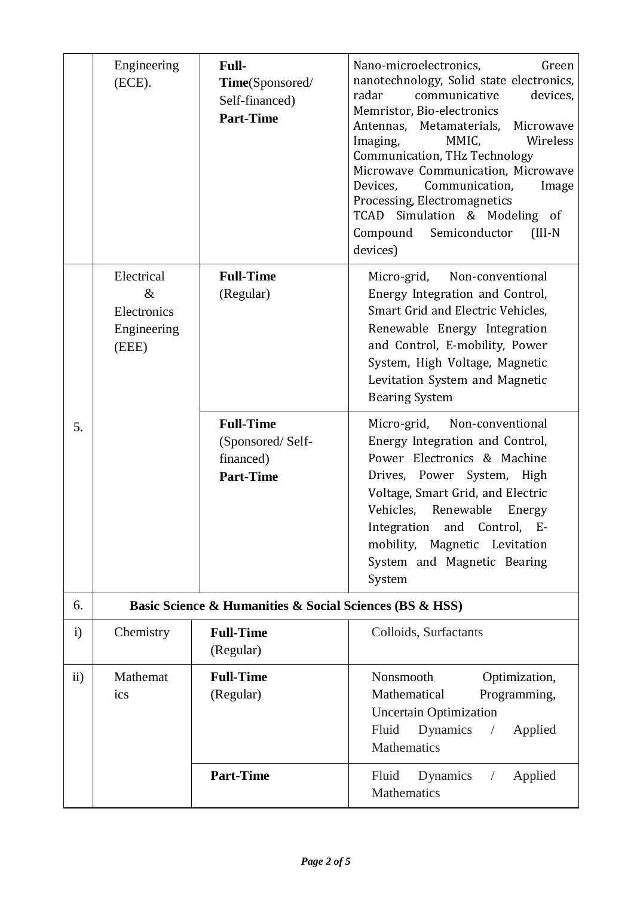| | | | |
|---|---|---|---|
| | Engineering (ECE). | **Full-Time**(Sponsored/ Self-financed) **Part-Time** | Nano-microelectronics, Green nanotechnology, Solid state electronics, radar communicative devices, Memristor, Bio-electronics Antennas, Metamaterials, Microwave Imaging, MMIC, Wireless Communication, THz Technology Microwave Communication, Microwave Devices, Communication, Image Processing, Electromagnetics TCAD Simulation & Modeling of Compound Semiconductor (III-N devices) |
| 5. | Electrical & Electronics Engineering (EEE) | **Full-Time** (Regular) | Micro-grid, Non-conventional Energy Integration and Control, Smart Grid and Electric Vehicles, Renewable Energy Integration and Control, E-mobility, Power System, High Voltage, Magnetic Levitation System and Magnetic Bearing System |
| | | **Full-Time** (Sponsored/ Self-financed) **Part-Time** | Micro-grid, Non-conventional Energy Integration and Control, Power Electronics & Machine Drives, Power System, High Voltage, Smart Grid, and Electric Vehicles, Renewable Energy Integration and Control, E-mobility, Magnetic Levitation System and Magnetic Bearing System |
| 6. | **Basic Science & Humanities & Social Sciences (BS & HSS)** | | |
| i) | Chemistry | **Full-Time** (Regular) | Colloids, Surfactants |
| ii) | Mathematics | **Full-Time** (Regular) | Nonsmooth Optimization, Mathematical Programming, Uncertain Optimization Fluid Dynamics / Applied Mathematics |
| | | **Part-Time** | Fluid Dynamics / Applied Mathematics |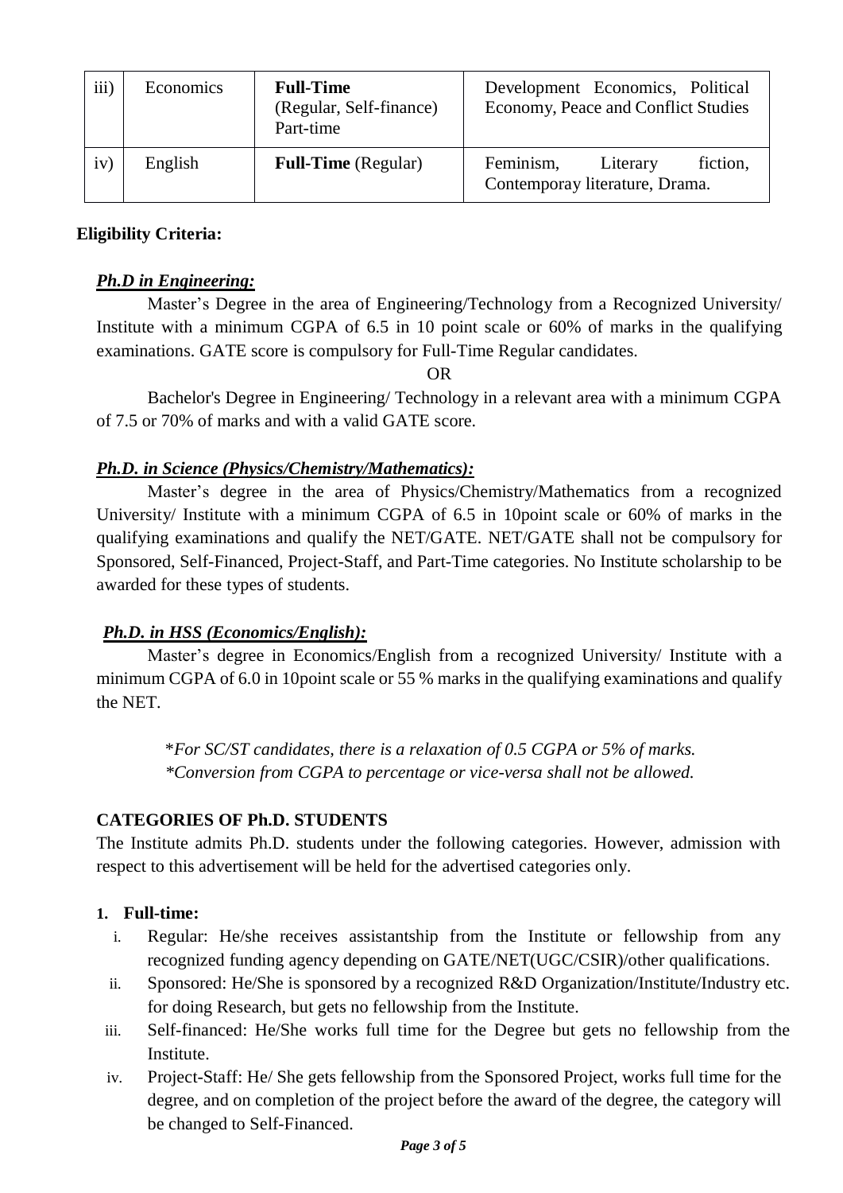| iii) | Economics | **Full-Time** (Regular, Self-finance) Part-time | Development Economics, Political Economy, Peace and Conflict Studies |
|---|---|---|---|
| iv) | English | **Full-Time** (Regular) | Feminism, Literary fiction, Contemporay literature, Drama. |

**Eligibility Criteria:**

***<u>Ph.D in Engineering:</u>***

Master's Degree in the area of Engineering/Technology from a Recognized University/ Institute with a minimum CGPA of 6.5 in 10 point scale or 60% of marks in the qualifying examinations. GATE score is compulsory for Full-Time Regular candidates.

OR

Bachelor's Degree in Engineering/ Technology in a relevant area with a minimum CGPA of 7.5 or 70% of marks and with a valid GATE score.

***<u>Ph.D. in Science (Physics/Chemistry/Mathematics):</u>***

Master's degree in the area of Physics/Chemistry/Mathematics from a recognized University/ Institute with a minimum CGPA of 6.5 in 10point scale or 60% of marks in the qualifying examinations and qualify the NET/GATE. NET/GATE shall not be compulsory for Sponsored, Self-Financed, Project-Staff, and Part-Time categories. No Institute scholarship to be awarded for these types of students.

***<u>Ph.D. in HSS (Economics/English):</u>***

Master's degree in Economics/English from a recognized University/ Institute with a minimum CGPA of 6.0 in 10point scale or 55 % marks in the qualifying examinations and qualify the NET.

*\*For SC/ST candidates, there is a relaxation of 0.5 CGPA or 5% of marks.*
*\*Conversion from CGPA to percentage or vice-versa shall not be allowed.*

**CATEGORIES OF Ph.D. STUDENTS**

The Institute admits Ph.D. students under the following categories. However, admission with respect to this advertisement will be held for the advertised categories only.

**1. Full-time:**

i. Regular: He/she receives assistantship from the Institute or fellowship from any recognized funding agency depending on GATE/NET(UGC/CSIR)/other qualifications.
ii. Sponsored: He/She is sponsored by a recognized R&D Organization/Institute/Industry etc. for doing Research, but gets no fellowship from the Institute.
iii. Self-financed: He/She works full time for the Degree but gets no fellowship from the Institute.
iv. Project-Staff: He/ She gets fellowship from the Sponsored Project, works full time for the degree, and on completion of the project before the award of the degree, the category will be changed to Self-Financed.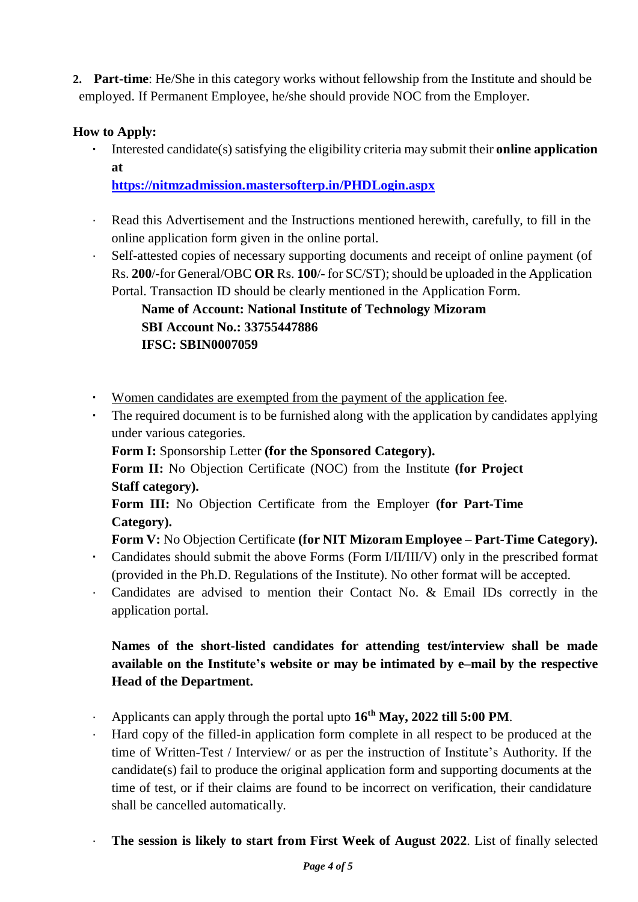2. **Part-time**: He/She in this category works without fellowship from the Institute and should be employed. If Permanent Employee, he/she should provide NOC from the Employer.

**How to Apply:**

- Interested candidate(s) satisfying the eligibility criteria may submit their **online application at** **https://nitmzadmission.mastersofterp.in/PHDLogin.aspx**
- Read this Advertisement and the Instructions mentioned herewith, carefully, to fill in the online application form given in the online portal.
- Self-attested copies of necessary supporting documents and receipt of online payment (of Rs. **200**/-for General/OBC **OR** Rs. **100**/- for SC/ST); should be uploaded in the Application Portal. Transaction ID should be clearly mentioned in the Application Form.

  **Name of Account: National Institute of Technology Mizoram**
  **SBI Account No.: 33755447886**
  **IFSC: SBIN0007059**

- Women candidates are exempted from the payment of the application fee.
- The required document is to be furnished along with the application by candidates applying under various categories.

  **Form I:** Sponsorship Letter **(for the Sponsored Category).**
  **Form II:** No Objection Certificate (NOC) from the Institute **(for Project Staff category).**
  **Form III:** No Objection Certificate from the Employer **(for Part-Time Category).**
  **Form V:** No Objection Certificate **(for NIT Mizoram Employee – Part-Time Category).**

- Candidates should submit the above Forms (Form I/II/III/V) only in the prescribed format (provided in the Ph.D. Regulations of the Institute). No other format will be accepted.
- Candidates are advised to mention their Contact No. & Email IDs correctly in the application portal.

**Names of the short-listed candidates for attending test/interview shall be made available on the Institute's website or may be intimated by e–mail by the respective Head of the Department.**

- Applicants can apply through the portal upto **16th May, 2022 till 5:00 PM**.
- Hard copy of the filled-in application form complete in all respect to be produced at the time of Written-Test / Interview/ or as per the instruction of Institute's Authority. If the candidate(s) fail to produce the original application form and supporting documents at the time of test, or if their claims are found to be incorrect on verification, their candidature shall be cancelled automatically.
- **The session is likely to start from First Week of August 2022**. List of finally selected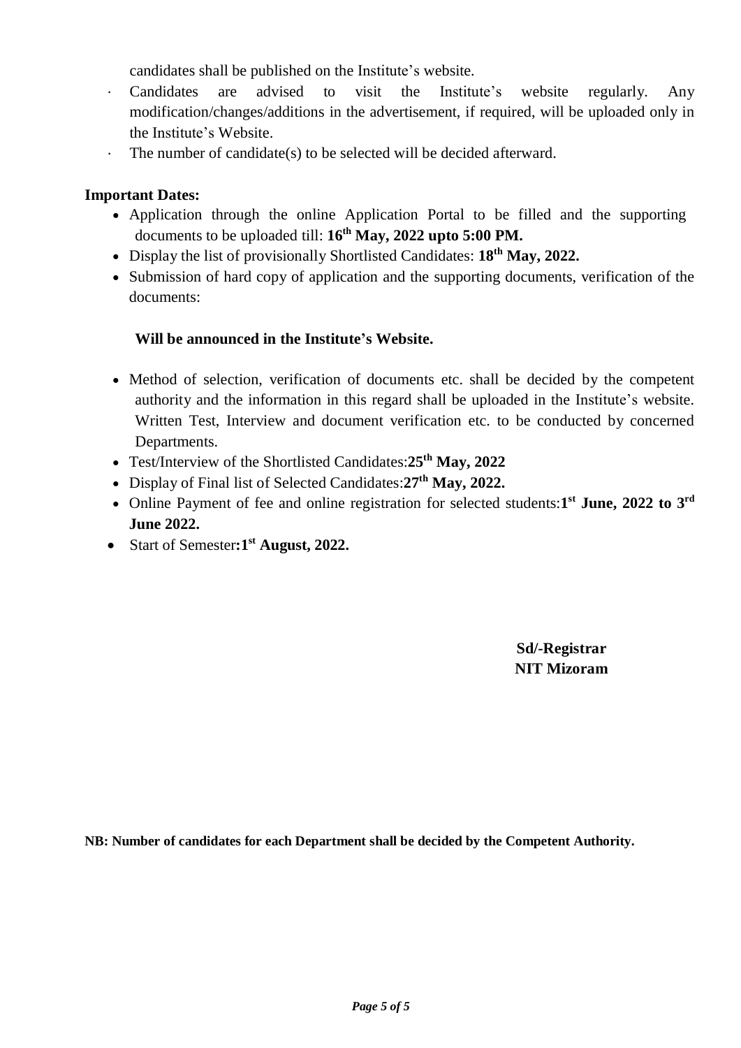candidates shall be published on the Institute's website.

- Candidates are advised to visit the Institute's website regularly. Any modification/changes/additions in the advertisement, if required, will be uploaded only in the Institute's Website.
- The number of candidate(s) to be selected will be decided afterward.

**Important Dates:**

- Application through the online Application Portal to be filled and the supporting documents to be uploaded till: **16th May, 2022 upto 5:00 PM.**
- Display the list of provisionally Shortlisted Candidates: **18th May, 2022.**
- Submission of hard copy of application and the supporting documents, verification of the documents:

  **Will be announced in the Institute's Website.**

- Method of selection, verification of documents etc. shall be decided by the competent authority and the information in this regard shall be uploaded in the Institute's website. Written Test, Interview and document verification etc. to be conducted by concerned Departments.
- Test/Interview of the Shortlisted Candidates: **25th May, 2022**
- Display of Final list of Selected Candidates: **27th May, 2022.**
- Online Payment of fee and online registration for selected students: **1st June, 2022 to 3rd June 2022.**
- Start of Semester: **1st August, 2022.**

**Sd/-Registrar**
**NIT Mizoram**

**NB: Number of candidates for each Department shall be decided by the Competent Authority.**